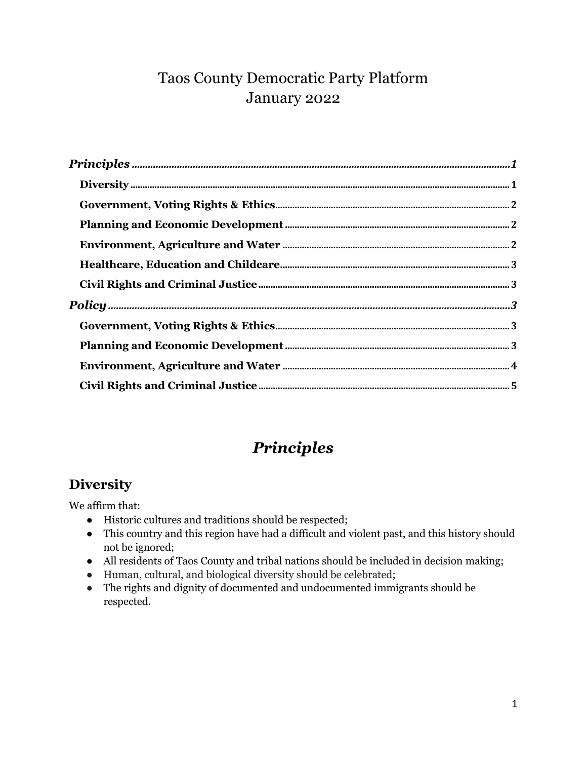# Taos County Democratic Party Platform
January 2022

| | |
|---|---|
| ***Principles*** | ***1*** |
| **Diversity** | **1** |
| **Government, Voting Rights & Ethics** | **2** |
| **Planning and Economic Development** | **2** |
| **Environment, Agriculture and Water** | **2** |
| **Healthcare, Education and Childcare** | **3** |
| **Civil Rights and Criminal Justice** | **3** |
| ***Policy*** | ***3*** |
| **Government, Voting Rights & Ethics** | **3** |
| **Planning and Economic Development** | **3** |
| **Environment, Agriculture and Water** | **4** |
| **Civil Rights and Criminal Justice** | **5** |

# *Principles*

## Diversity

We affirm that:

- Historic cultures and traditions should be respected;
- This country and this region have had a difficult and violent past, and this history should not be ignored;
- All residents of Taos County and tribal nations should be included in decision making;
- Human, cultural, and biological diversity should be celebrated;
- The rights and dignity of documented and undocumented immigrants should be respected.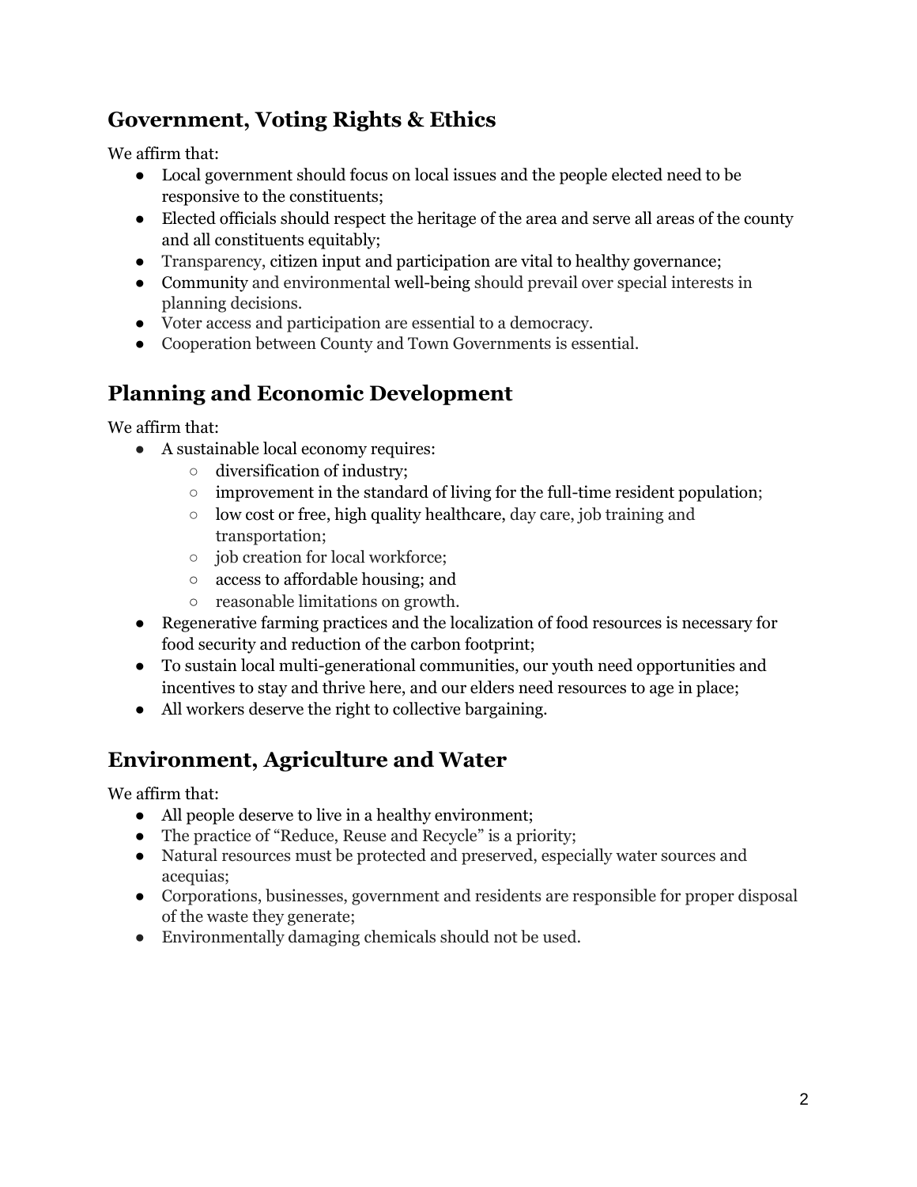## Government, Voting Rights & Ethics

We affirm that:

- Local government should focus on local issues and the people elected need to be responsive to the constituents;
- Elected officials should respect the heritage of the area and serve all areas of the county and all constituents equitably;
- Transparency, citizen input and participation are vital to healthy governance;
- Community and environmental well-being should prevail over special interests in planning decisions.
- Voter access and participation are essential to a democracy.
- Cooperation between County and Town Governments is essential.

## Planning and Economic Development

We affirm that:

- A sustainable local economy requires:
  - diversification of industry;
  - improvement in the standard of living for the full-time resident population;
  - low cost or free, high quality healthcare, day care, job training and transportation;
  - job creation for local workforce;
  - access to affordable housing; and
  - reasonable limitations on growth.
- Regenerative farming practices and the localization of food resources is necessary for food security and reduction of the carbon footprint;
- To sustain local multi-generational communities, our youth need opportunities and incentives to stay and thrive here, and our elders need resources to age in place;
- All workers deserve the right to collective bargaining.

## Environment, Agriculture and Water

We affirm that:

- All people deserve to live in a healthy environment;
- The practice of "Reduce, Reuse and Recycle" is a priority;
- Natural resources must be protected and preserved, especially water sources and acequias;
- Corporations, businesses, government and residents are responsible for proper disposal of the waste they generate;
- Environmentally damaging chemicals should not be used.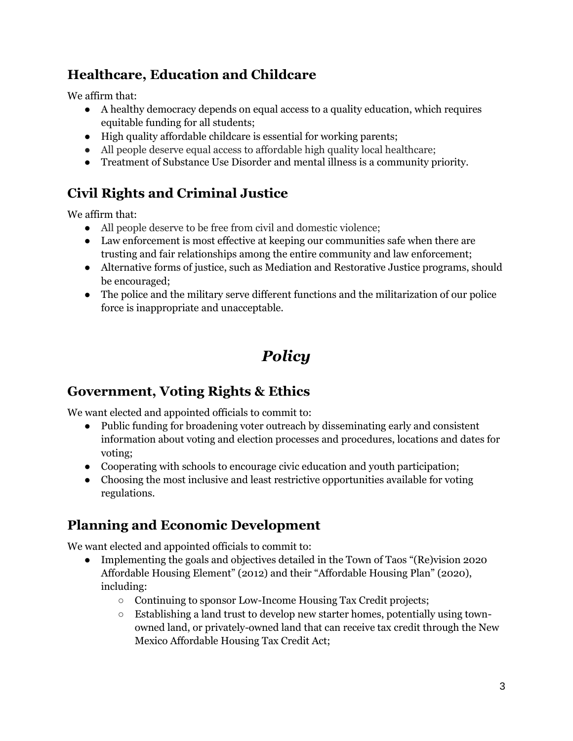## Healthcare, Education and Childcare

We affirm that:

- A healthy democracy depends on equal access to a quality education, which requires equitable funding for all students;
- High quality affordable childcare is essential for working parents;
- All people deserve equal access to affordable high quality local healthcare;
- Treatment of Substance Use Disorder and mental illness is a community priority.

## Civil Rights and Criminal Justice

We affirm that:

- All people deserve to be free from civil and domestic violence;
- Law enforcement is most effective at keeping our communities safe when there are trusting and fair relationships among the entire community and law enforcement;
- Alternative forms of justice, such as Mediation and Restorative Justice programs, should be encouraged;
- The police and the military serve different functions and the militarization of our police force is inappropriate and unacceptable.

# *Policy*

## Government, Voting Rights & Ethics

We want elected and appointed officials to commit to:

- Public funding for broadening voter outreach by disseminating early and consistent information about voting and election processes and procedures, locations and dates for voting;
- Cooperating with schools to encourage civic education and youth participation;
- Choosing the most inclusive and least restrictive opportunities available for voting regulations.

## Planning and Economic Development

We want elected and appointed officials to commit to:

- Implementing the goals and objectives detailed in the Town of Taos "(Re)vision 2020 Affordable Housing Element" (2012) and their "Affordable Housing Plan" (2020), including:
  - Continuing to sponsor Low-Income Housing Tax Credit projects;
  - Establishing a land trust to develop new starter homes, potentially using town-owned land, or privately-owned land that can receive tax credit through the New Mexico Affordable Housing Tax Credit Act;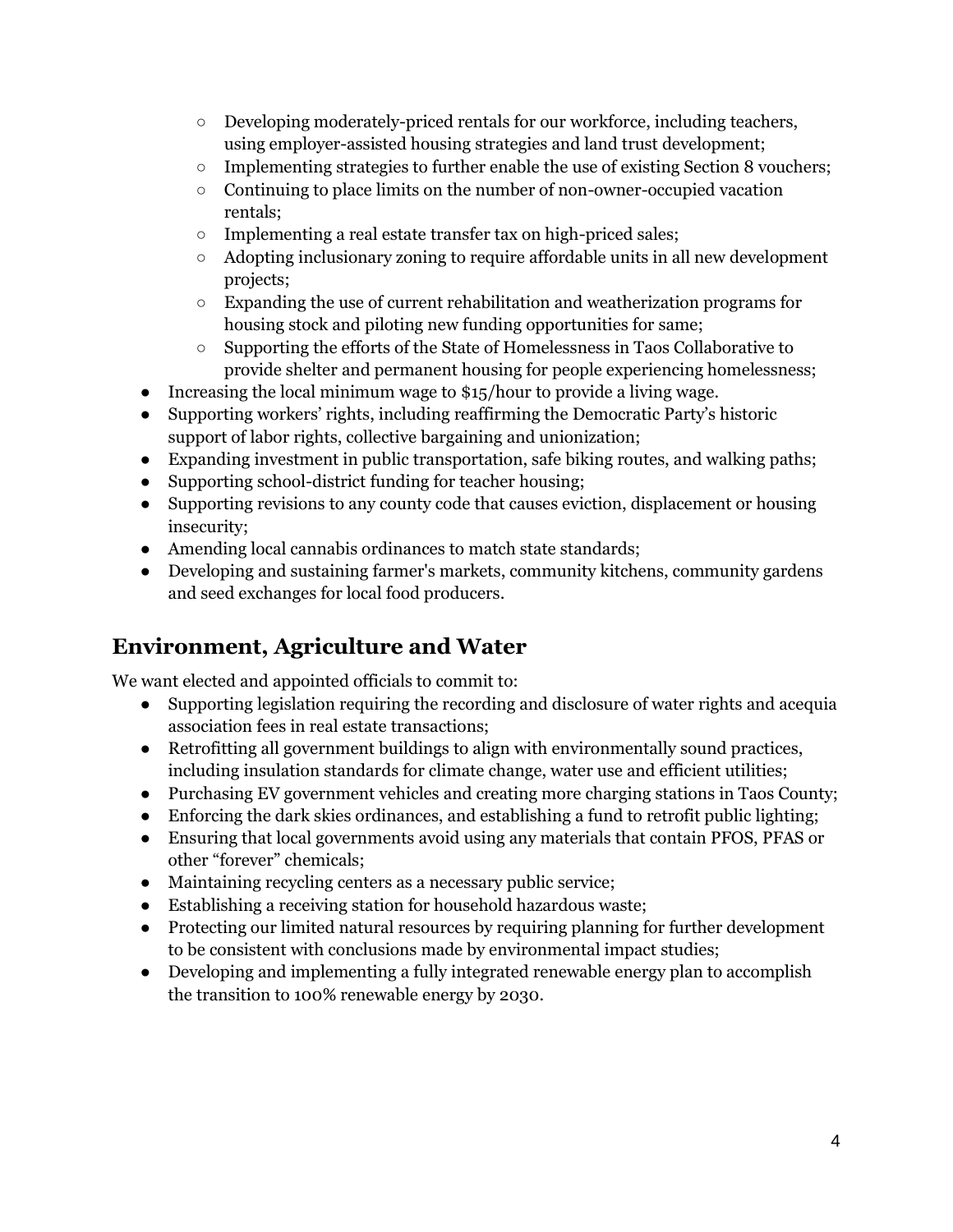- Developing moderately-priced rentals for our workforce, including teachers, using employer-assisted housing strategies and land trust development;
    - Implementing strategies to further enable the use of existing Section 8 vouchers;
    - Continuing to place limits on the number of non-owner-occupied vacation rentals;
    - Implementing a real estate transfer tax on high-priced sales;
    - Adopting inclusionary zoning to require affordable units in all new development projects;
    - Expanding the use of current rehabilitation and weatherization programs for housing stock and piloting new funding opportunities for same;
    - Supporting the efforts of the State of Homelessness in Taos Collaborative to provide shelter and permanent housing for people experiencing homelessness;
- Increasing the local minimum wage to $15/hour to provide a living wage.
- Supporting workers' rights, including reaffirming the Democratic Party's historic support of labor rights, collective bargaining and unionization;
- Expanding investment in public transportation, safe biking routes, and walking paths;
- Supporting school-district funding for teacher housing;
- Supporting revisions to any county code that causes eviction, displacement or housing insecurity;
- Amending local cannabis ordinances to match state standards;
- Developing and sustaining farmer's markets, community kitchens, community gardens and seed exchanges for local food producers.

## Environment, Agriculture and Water

We want elected and appointed officials to commit to:

- Supporting legislation requiring the recording and disclosure of water rights and acequia association fees in real estate transactions;
- Retrofitting all government buildings to align with environmentally sound practices, including insulation standards for climate change, water use and efficient utilities;
- Purchasing EV government vehicles and creating more charging stations in Taos County;
- Enforcing the dark skies ordinances, and establishing a fund to retrofit public lighting;
- Ensuring that local governments avoid using any materials that contain PFOS, PFAS or other "forever" chemicals;
- Maintaining recycling centers as a necessary public service;
- Establishing a receiving station for household hazardous waste;
- Protecting our limited natural resources by requiring planning for further development to be consistent with conclusions made by environmental impact studies;
- Developing and implementing a fully integrated renewable energy plan to accomplish the transition to 100% renewable energy by 2030.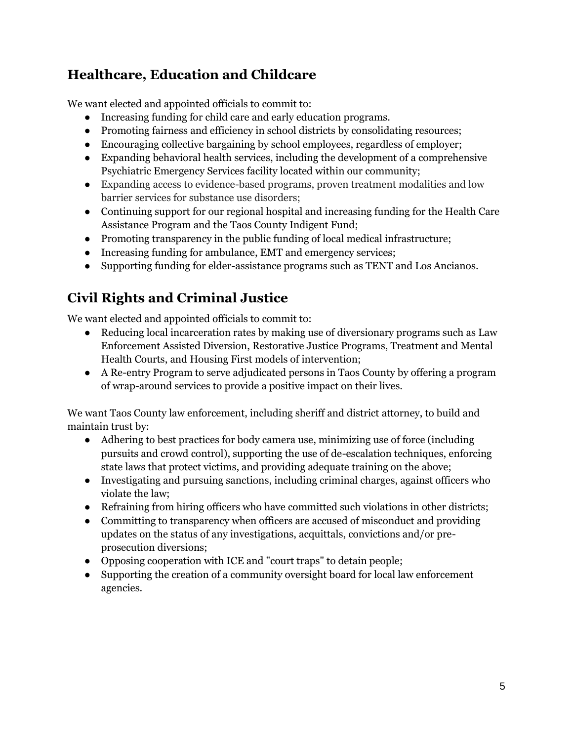## Healthcare, Education and Childcare

We want elected and appointed officials to commit to:

- Increasing funding for child care and early education programs.
- Promoting fairness and efficiency in school districts by consolidating resources;
- Encouraging collective bargaining by school employees, regardless of employer;
- Expanding behavioral health services, including the development of a comprehensive Psychiatric Emergency Services facility located within our community;
- Expanding access to evidence-based programs, proven treatment modalities and low barrier services for substance use disorders;
- Continuing support for our regional hospital and increasing funding for the Health Care Assistance Program and the Taos County Indigent Fund;
- Promoting transparency in the public funding of local medical infrastructure;
- Increasing funding for ambulance, EMT and emergency services;
- Supporting funding for elder-assistance programs such as TENT and Los Ancianos.

## Civil Rights and Criminal Justice

We want elected and appointed officials to commit to:

- Reducing local incarceration rates by making use of diversionary programs such as Law Enforcement Assisted Diversion, Restorative Justice Programs, Treatment and Mental Health Courts, and Housing First models of intervention;
- A Re-entry Program to serve adjudicated persons in Taos County by offering a program of wrap-around services to provide a positive impact on their lives.

We want Taos County law enforcement, including sheriff and district attorney, to build and maintain trust by:

- Adhering to best practices for body camera use, minimizing use of force (including pursuits and crowd control), supporting the use of de-escalation techniques, enforcing state laws that protect victims, and providing adequate training on the above;
- Investigating and pursuing sanctions, including criminal charges, against officers who violate the law;
- Refraining from hiring officers who have committed such violations in other districts;
- Committing to transparency when officers are accused of misconduct and providing updates on the status of any investigations, acquittals, convictions and/or pre-prosecution diversions;
- Opposing cooperation with ICE and "court traps" to detain people;
- Supporting the creation of a community oversight board for local law enforcement agencies.